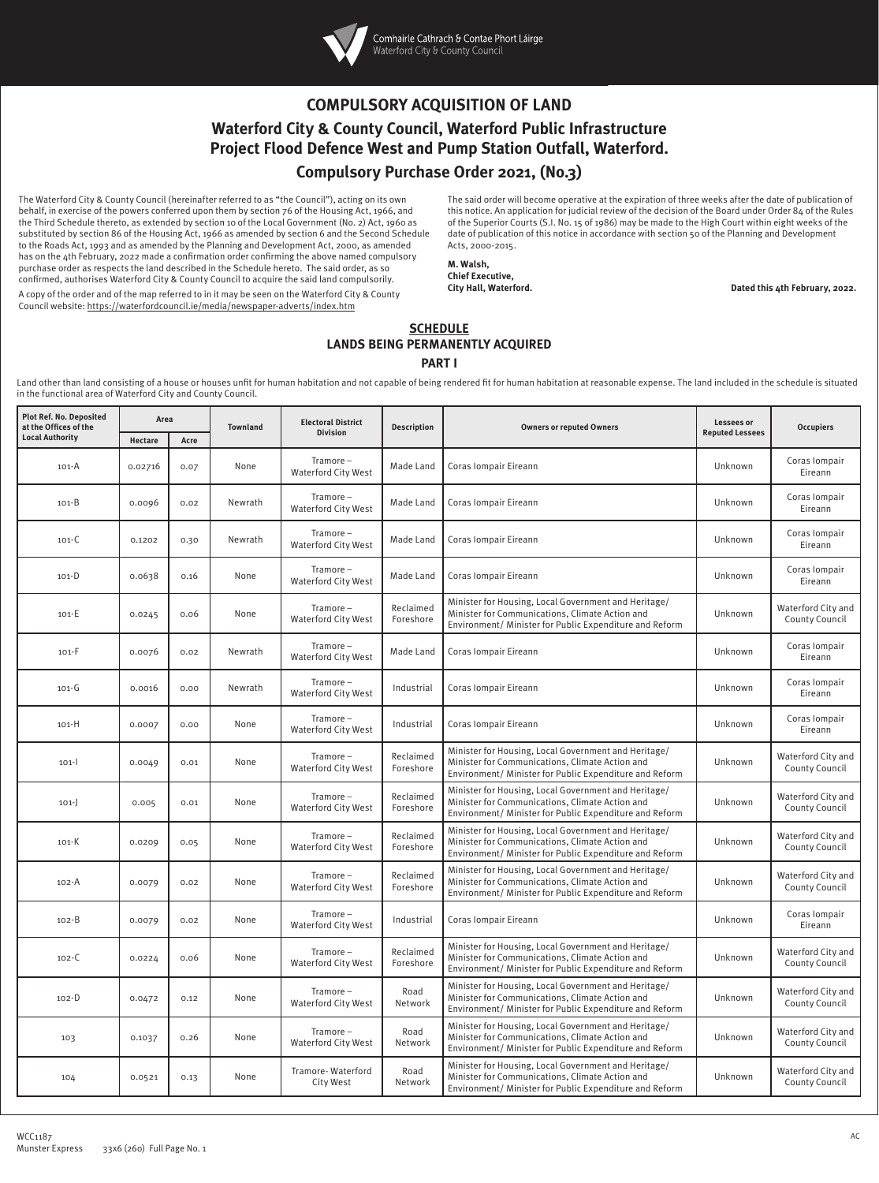Comhairle Cathrach & Contae Phort Láirge
Waterford City & County Council

# COMPULSORY ACQUISITION OF LAND

## Waterford City & County Council, Waterford Public Infrastructure Project Flood Defence West and Pump Station Outfall, Waterford.

## Compulsory Purchase Order 2021, (No.3)

The Waterford City & County Council (hereinafter referred to as "the Council"), acting on its own behalf, in exercise of the powers conferred upon them by section 76 of the Housing Act, 1966, and the Third Schedule thereto, as extended by section 10 of the Local Government (No. 2) Act, 1960 as substituted by section 86 of the Housing Act, 1966 as amended by section 6 and the Second Schedule to the Roads Act, 1993 and as amended by the Planning and Development Act, 2000, as amended has on the 4th February, 2022 made a confirmation order confirming the above named compulsory purchase order as respects the land described in the Schedule hereto. The said order, as so confirmed, authorises Waterford City & County Council to acquire the said land compulsorily.

A copy of the order and of the map referred to in it may be seen on the Waterford City & County Council website: https://waterfordcouncil.ie/media/newspaper-adverts/index.htm

The said order will become operative at the expiration of three weeks after the date of publication of this notice. An application for judicial review of the decision of the Board under Order 84 of the Rules of the Superior Courts (S.I. No. 15 of 1986) may be made to the High Court within eight weeks of the date of publication of this notice in accordance with section 50 of the Planning and Development Acts, 2000-2015.

**M. Walsh,**
**Chief Executive,**
**City Hall, Waterford.**

**Dated this 4th February, 2022.**

## SCHEDULE
## LANDS BEING PERMANENTLY ACQUIRED
### PART I

Land other than land consisting of a house or houses unfit for human habitation and not capable of being rendered fit for human habitation at reasonable expense. The land included in the schedule is situated in the functional area of Waterford City and County Council.

| Plot Ref. No. Deposited at the Offices of the Local Authority | Area | | Townland | Electoral District Division | Description | Owners or reputed Owners | Lessees or Reputed Lessees | Occupiers |
|---|---|---|---|---|---|---|---|---|
| | Hectare | Acre | | | | | | |
| 101-A | 0.02716 | 0.07 | None | Tramore – Waterford City West | Made Land | Coras Iompair Eireann | Unknown | Coras Iompair Eireann |
| 101-B | 0.0096 | 0.02 | Newrath | Tramore – Waterford City West | Made Land | Coras Iompair Eireann | Unknown | Coras Iompair Eireann |
| 101-C | 0.1202 | 0.30 | Newrath | Tramore – Waterford City West | Made Land | Coras Iompair Eireann | Unknown | Coras Iompair Eireann |
| 101-D | 0.0638 | 0.16 | None | Tramore – Waterford City West | Made Land | Coras Iompair Eireann | Unknown | Coras Iompair Eireann |
| 101-E | 0.0245 | 0.06 | None | Tramore – Waterford City West | Reclaimed Foreshore | Minister for Housing, Local Government and Heritage/ Minister for Communications, Climate Action and Environment/ Minister for Public Expenditure and Reform | Unknown | Waterford City and County Council |
| 101-F | 0.0076 | 0.02 | Newrath | Tramore – Waterford City West | Made Land | Coras Iompair Eireann | Unknown | Coras Iompair Eireann |
| 101-G | 0.0016 | 0.00 | Newrath | Tramore – Waterford City West | Industrial | Coras Iompair Eireann | Unknown | Coras Iompair Eireann |
| 101-H | 0.0007 | 0.00 | None | Tramore – Waterford City West | Industrial | Coras Iompair Eireann | Unknown | Coras Iompair Eireann |
| 101-I | 0.0049 | 0.01 | None | Tramore – Waterford City West | Reclaimed Foreshore | Minister for Housing, Local Government and Heritage/ Minister for Communications, Climate Action and Environment/ Minister for Public Expenditure and Reform | Unknown | Waterford City and County Council |
| 101-J | 0.005 | 0.01 | None | Tramore – Waterford City West | Reclaimed Foreshore | Minister for Housing, Local Government and Heritage/ Minister for Communications, Climate Action and Environment/ Minister for Public Expenditure and Reform | Unknown | Waterford City and County Council |
| 101-K | 0.0209 | 0.05 | None | Tramore – Waterford City West | Reclaimed Foreshore | Minister for Housing, Local Government and Heritage/ Minister for Communications, Climate Action and Environment/ Minister for Public Expenditure and Reform | Unknown | Waterford City and County Council |
| 102-A | 0.0079 | 0.02 | None | Tramore – Waterford City West | Reclaimed Foreshore | Minister for Housing, Local Government and Heritage/ Minister for Communications, Climate Action and Environment/ Minister for Public Expenditure and Reform | Unknown | Waterford City and County Council |
| 102-B | 0.0079 | 0.02 | None | Tramore – Waterford City West | Industrial | Coras Iompair Eireann | Unknown | Coras Iompair Eireann |
| 102-C | 0.0224 | 0.06 | None | Tramore – Waterford City West | Reclaimed Foreshore | Minister for Housing, Local Government and Heritage/ Minister for Communications, Climate Action and Environment/ Minister for Public Expenditure and Reform | Unknown | Waterford City and County Council |
| 102-D | 0.0472 | 0.12 | None | Tramore – Waterford City West | Road Network | Minister for Housing, Local Government and Heritage/ Minister for Communications, Climate Action and Environment/ Minister for Public Expenditure and Reform | Unknown | Waterford City and County Council |
| 103 | 0.1037 | 0.26 | None | Tramore – Waterford City West | Road Network | Minister for Housing, Local Government and Heritage/ Minister for Communications, Climate Action and Environment/ Minister for Public Expenditure and Reform | Unknown | Waterford City and County Council |
| 104 | 0.0521 | 0.13 | None | Tramore- Waterford City West | Road Network | Minister for Housing, Local Government and Heritage/ Minister for Communications, Climate Action and Environment/ Minister for Public Expenditure and Reform | Unknown | Waterford City and County Council |

WCC1187
Munster Express 33x6 (260) Full Page No. 1

AC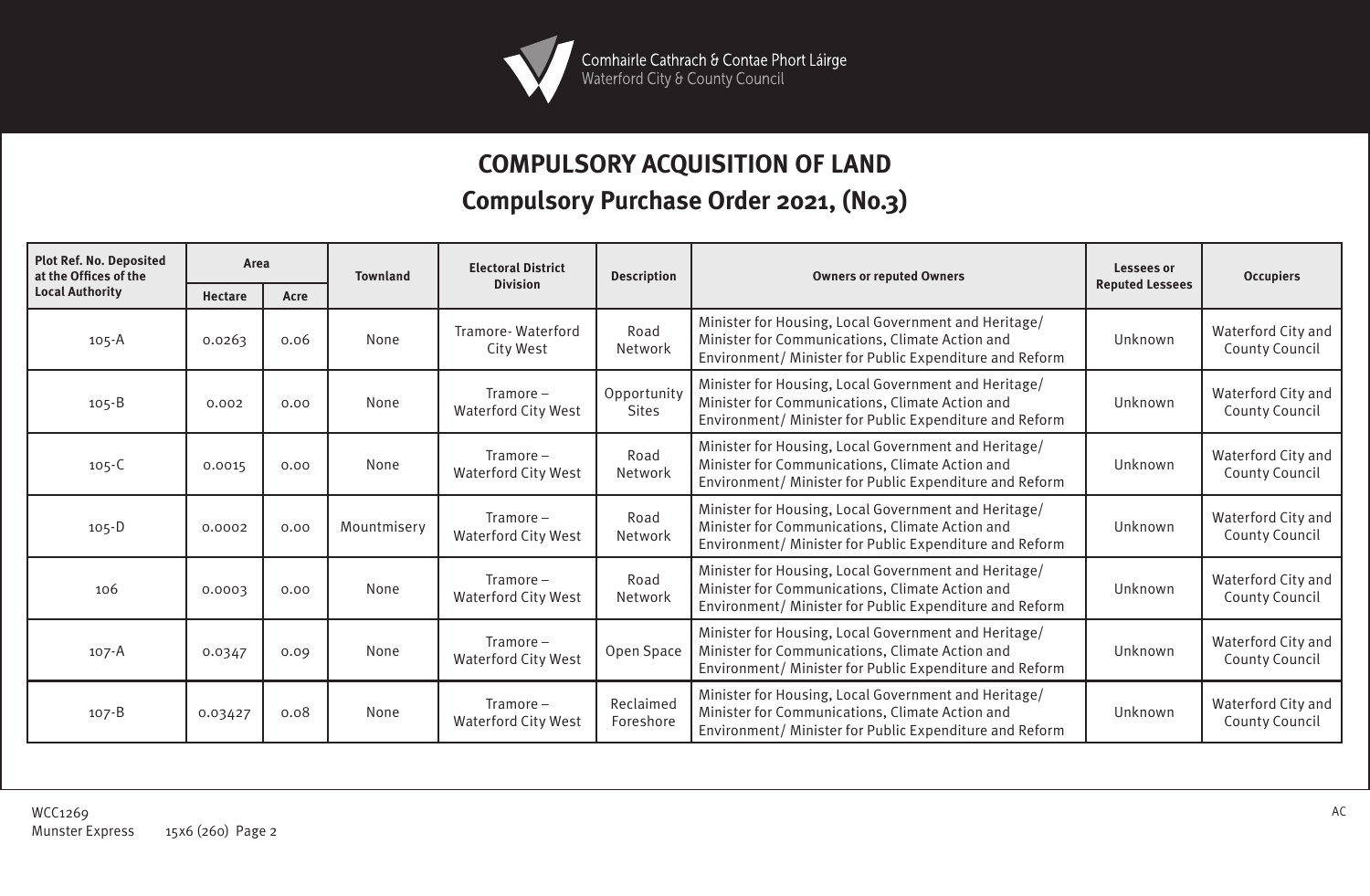Comhairle Cathrach & Contae Phort Láirge
Waterford City & County Council

# COMPULSORY ACQUISITION OF LAND

## Compulsory Purchase Order 2021, (No.3)

| Plot Ref. No. Deposited at the Offices of the Local Authority | Area | | Townland | Electoral District Division | Description | Owners or reputed Owners | Lessees or Reputed Lessees | Occupiers |
|---|---|---|---|---|---|---|---|---|
| | Hectare | Acre | | | | | | |
| 105-A | 0.0263 | 0.06 | None | Tramore- Waterford City West | Road Network | Minister for Housing, Local Government and Heritage/ Minister for Communications, Climate Action and Environment/ Minister for Public Expenditure and Reform | Unknown | Waterford City and County Council |
| 105-B | 0.002 | 0.00 | None | Tramore – Waterford City West | Opportunity Sites | Minister for Housing, Local Government and Heritage/ Minister for Communications, Climate Action and Environment/ Minister for Public Expenditure and Reform | Unknown | Waterford City and County Council |
| 105-C | 0.0015 | 0.00 | None | Tramore – Waterford City West | Road Network | Minister for Housing, Local Government and Heritage/ Minister for Communications, Climate Action and Environment/ Minister for Public Expenditure and Reform | Unknown | Waterford City and County Council |
| 105-D | 0.0002 | 0.00 | Mountmisery | Tramore – Waterford City West | Road Network | Minister for Housing, Local Government and Heritage/ Minister for Communications, Climate Action and Environment/ Minister for Public Expenditure and Reform | Unknown | Waterford City and County Council |
| 106 | 0.0003 | 0.00 | None | Tramore – Waterford City West | Road Network | Minister for Housing, Local Government and Heritage/ Minister for Communications, Climate Action and Environment/ Minister for Public Expenditure and Reform | Unknown | Waterford City and County Council |
| 107-A | 0.0347 | 0.09 | None | Tramore – Waterford City West | Open Space | Minister for Housing, Local Government and Heritage/ Minister for Communications, Climate Action and Environment/ Minister for Public Expenditure and Reform | Unknown | Waterford City and County Council |
| 107-B | 0.03427 | 0.08 | None | Tramore – Waterford City West | Reclaimed Foreshore | Minister for Housing, Local Government and Heritage/ Minister for Communications, Climate Action and Environment/ Minister for Public Expenditure and Reform | Unknown | Waterford City and County Council |

WCC1269
Munster Express 15x6 (260) Page 2

AC